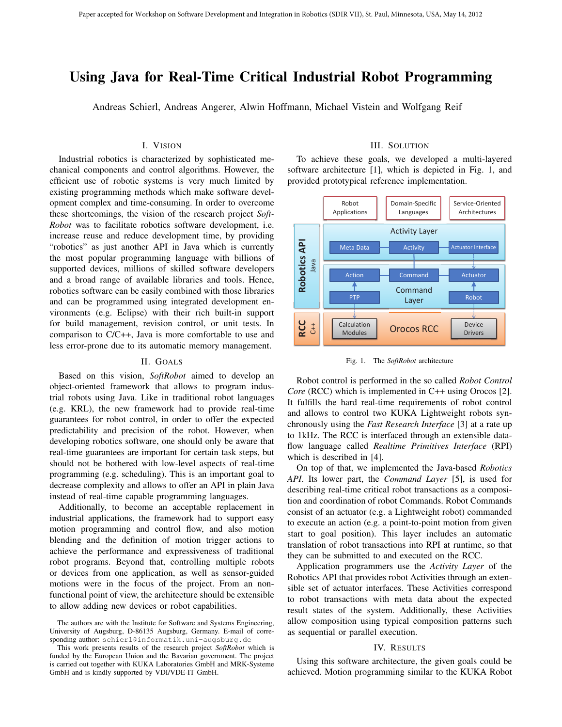Paper accepted for Workshop on Software Development and Integration in Robotics (SDIR VII), St. Paul, Minnesota, USA, May 14, 2012

# Using Java for Real-Time Critical Industrial Robot Programming

Andreas Schierl, Andreas Angerer, Alwin Hoffmann, Michael Vistein and Wolfgang Reif

## I. Vision

Industrial robotics is characterized by sophisticated mechanical components and control algorithms. However, the efficient use of robotic systems is very much limited by existing programming methods which make software development complex and time-consuming. In order to overcome these shortcomings, the vision of the research project *SoftRobot* was to facilitate robotics software development, i.e. increase reuse and reduce development time, by providing "robotics" as just another API in Java which is currently the most popular programming language with billions of supported devices, millions of skilled software developers and a broad range of available libraries and tools. Hence, robotics software can be easily combined with those libraries and can be programmed using integrated development environments (e.g. Eclipse) with their rich built-in support for build management, revision control, or unit tests. In comparison to C/C++, Java is more comfortable to use and less error-prone due to its automatic memory management.

## II. Goals

Based on this vision, *SoftRobot* aimed to develop an object-oriented framework that allows to program industrial robots using Java. Like in traditional robot languages (e.g. KRL), the new framework had to provide real-time guarantees for robot control, in order to offer the expected predictability and precision of the robot. However, when developing robotics software, one should only be aware that real-time guarantees are important for certain task steps, but should not be bothered with low-level aspects of real-time programming (e.g. scheduling). This is an important goal to decrease complexity and allows to offer an API in plain Java instead of real-time capable programming languages.

Additionally, to become an acceptable replacement in industrial applications, the framework had to support easy motion programming and control flow, and also motion blending and the definition of motion trigger actions to achieve the performance and expressiveness of traditional robot programs. Beyond that, controlling multiple robots or devices from one application, as well as sensor-guided motions were in the focus of the project. From a non-functional point of view, the architecture should be extensible to allow adding new devices or robot capabilities.

The authors are with the Institute for Software and Systems Engineering, University of Augsburg, D-86135 Augsburg, Germany. E-mail of corresponding author: schierl@informatik.uni-augsburg.de

This work presents results of the research project *SoftRobot* which is funded by the European Union and the Bavarian government. The project is carried out together with KUKA Laboratories GmbH and MRK-Systeme GmbH and is kindly supported by VDI/VDE-IT GmbH.

## III. Solution

To achieve these goals, we developed a multi-layered software architecture [1], which is depicted in Fig. 1, and provided prototypical reference implementation.

Fig. 1. The *SoftRobot* architecture

Robot control is performed in the so called *Robot Control Core* (RCC) which is implemented in C++ using Orocos [2]. It fulfills the hard real-time requirements of robot control and allows to control two KUKA Lightweight robots synchronously using the *Fast Research Interface* [3] at a rate up to 1kHz. The RCC is interfaced through an extensible dataflow language called *Realtime Primitives Interface* (RPI) which is described in [4].

On top of that, we implemented the Java-based *Robotics API*. Its lower part, the *Command Layer* [5], is used for describing real-time critical robot transactions as a composition and coordination of robot Commands. Robot Commands consist of an actuator (e.g. a Lightweight robot) commanded to execute an action (e.g. a point-to-point motion from given start to goal position). This layer includes an automatic translation of robot transactions into RPI at runtime, so that they can be submitted to and executed on the RCC.

Application programmers use the *Activity Layer* of the Robotics API that provides robot Activities through an extensible set of actuator interfaces. These Activities correspond to robot transactions with meta data about the expected result states of the system. Additionally, these Activities allow composition using typical composition patterns such as sequential or parallel execution.

## IV. Results

Using this software architecture, the given goals could be achieved. Motion programming similar to the KUKA Robot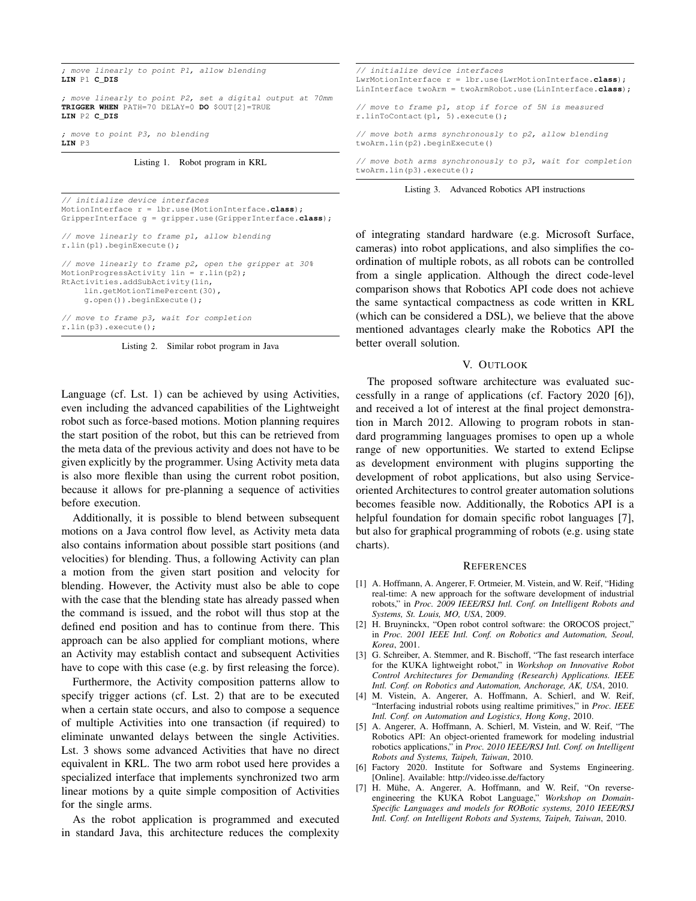```
; move linearly to point P1, allow blending
LIN P1 C_DIS

; move linearly to point P2, set a digital output at 70mm
TRIGGER WHEN PATH=70 DELAY=0 DO $OUT[2]=TRUE
LIN P2 C_DIS

; move to point P3, no blending
LIN P3
```

Listing 1. Robot program in KRL

```
// initialize device interfaces
MotionInterface r = lbr.use(MotionInterface.class);
GripperInterface g = gripper.use(GripperInterface.class);

// move linearly to frame p1, allow blending
r.lin(p1).beginExecute();

// move linearly to frame p2, open the gripper at 30%
MotionProgressActivity lin = r.lin(p2);
RtActivities.addSubActivity(lin,
    lin.getMotionTimePercent(30),
    g.open()).beginExecute();

// move to frame p3, wait for completion
r.lin(p3).execute();
```

Listing 2. Similar robot program in Java

Language (cf. Lst. 1) can be achieved by using Activities, even including the advanced capabilities of the Lightweight robot such as force-based motions. Motion planning requires the start position of the robot, but this can be retrieved from the meta data of the previous activity and does not have to be given explicitly by the programmer. Using Activity meta data is also more flexible than using the current robot position, because it allows for pre-planning a sequence of activities before execution.

Additionally, it is possible to blend between subsequent motions on a Java control flow level, as Activity meta data also contains information about possible start positions (and velocities) for blending. Thus, a following Activity can plan a motion from the given start position and velocity for blending. However, the Activity must also be able to cope with the case that the blending state has already passed when the command is issued, and the robot will thus stop at the defined end position and has to continue from there. This approach can be also applied for compliant motions, where an Activity may establish contact and subsequent Activities have to cope with this case (e.g. by first releasing the force).

Furthermore, the Activity composition patterns allow to specify trigger actions (cf. Lst. 2) that are to be executed when a certain state occurs, and also to compose a sequence of multiple Activities into one transaction (if required) to eliminate unwanted delays between the single Activities. Lst. 3 shows some advanced Activities that have no direct equivalent in KRL. The two arm robot used here provides a specialized interface that implements synchronized two arm linear motions by a quite simple composition of Activities for the single arms.

As the robot application is programmed and executed in standard Java, this architecture reduces the complexity

```
// initialize device interfaces
LwrMotionInterface r = lbr.use(LwrMotionInterface.class);
LinInterface twoArm = twoArmRobot.use(LinInterface.class);

// move to frame p1, stop if force of 5N is measured
r.linToContact(p1, 5).execute();

// move both arms synchronously to p2, allow blending
twoArm.lin(p2).beginExecute()

// move both arms synchronously to p3, wait for completion
twoArm.lin(p3).execute();
```

Listing 3. Advanced Robotics API instructions

of integrating standard hardware (e.g. Microsoft Surface, cameras) into robot applications, and also simplifies the coordination of multiple robots, as all robots can be controlled from a single application. Although the direct code-level comparison shows that Robotics API code does not achieve the same syntactical compactness as code written in KRL (which can be considered a DSL), we believe that the above mentioned advantages clearly make the Robotics API the better overall solution.

## V. Outlook

The proposed software architecture was evaluated successfully in a range of applications (cf. Factory 2020 [6]), and received a lot of interest at the final project demonstration in March 2012. Allowing to program robots in standard programming languages promises to open up a whole range of new opportunities. We started to extend Eclipse as development environment with plugins supporting the development of robot applications, but also using Service-oriented Architectures to control greater automation solutions becomes feasible now. Additionally, the Robotics API is a helpful foundation for domain specific robot languages [7], but also for graphical programming of robots (e.g. using state charts).

## References

[1] A. Hoffmann, A. Angerer, F. Ortmeier, M. Vistein, and W. Reif, "Hiding real-time: A new approach for the software development of industrial robots," in *Proc. 2009 IEEE/RSJ Intl. Conf. on Intelligent Robots and Systems, St. Louis, MO, USA*, 2009.

[2] H. Bruyninckx, "Open robot control software: the OROCOS project," in *Proc. 2001 IEEE Intl. Conf. on Robotics and Automation, Seoul, Korea*, 2001.

[3] G. Schreiber, A. Stemmer, and R. Bischoff, "The fast research interface for the KUKA lightweight robot," in *Workshop on Innovative Robot Control Architectures for Demanding (Research) Applications. IEEE Intl. Conf. on Robotics and Automation, Anchorage, AK, USA*, 2010.

[4] M. Vistein, A. Angerer, A. Hoffmann, A. Schierl, and W. Reif, "Interfacing industrial robots using realtime primitives," in *Proc. IEEE Intl. Conf. on Automation and Logistics, Hong Kong*, 2010.

[5] A. Angerer, A. Hoffmann, A. Schierl, M. Vistein, and W. Reif, "The Robotics API: An object-oriented framework for modeling industrial robotics applications," in *Proc. 2010 IEEE/RSJ Intl. Conf. on Intelligent Robots and Systems, Taipeh, Taiwan*, 2010.

[6] Factory 2020. Institute for Software and Systems Engineering. [Online]. Available: http://video.isse.de/factory

[7] H. Mühe, A. Angerer, A. Hoffmann, and W. Reif, "On reverse-engineering the KUKA Robot Language," *Workshop on Domain-Specific Languages and models for ROBotic systems, 2010 IEEE/RSJ Intl. Conf. on Intelligent Robots and Systems, Taipeh, Taiwan*, 2010.